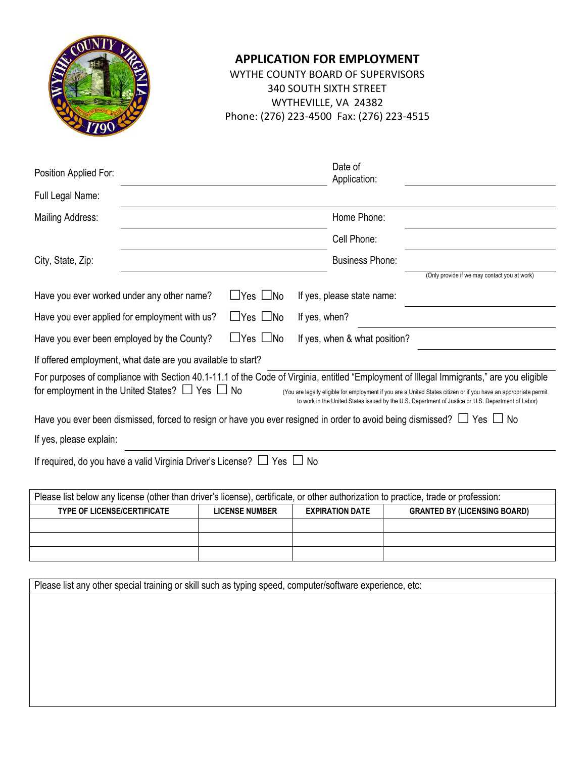# APPLICATION FOR EMPLOYMENT

WYTHE COUNTY BOARD OF SUPERVISORS
340 SOUTH SIXTH STREET
WYTHEVILLE, VA 24382
Phone: (276) 223-4500 Fax: (276) 223-4515

Position Applied For: ____________________ Date of Application: ____________________

Full Legal Name: ________________________________________

Mailing Address: ____________________ Home Phone: ____________________

____________________ Cell Phone: ____________________

City, State, Zip: ____________________ Business Phone: ____________________
(Only provide if we may contact you at work)

Have you ever worked under any other name? ☐Yes ☐No If yes, please state name: ____________________

Have you ever applied for employment with us? ☐Yes ☐No If yes, when? ____________________

Have you ever been employed by the County? ☐Yes ☐No If yes, when & what position? ____________________

If offered employment, what date are you available to start? ____________________

For purposes of compliance with Section 40.1-11.1 of the Code of Virginia, entitled "Employment of Illegal Immigrants," are you eligible for employment in the United States? ☐ Yes ☐ No (You are legally eligible for employment if you are a United States citizen or if you have an appropriate permit to work in the United States issued by the U.S. Department of Justice or U.S. Department of Labor)

Have you ever been dismissed, forced to resign or have you ever resigned in order to avoid being dismissed? ☐ Yes ☐ No

If yes, please explain: ____________________

If required, do you have a valid Virginia Driver's License? ☐ Yes ☐ No

Please list below any license (other than driver's license), certificate, or other authorization to practice, trade or profession:

| TYPE OF LICENSE/CERTIFICATE | LICENSE NUMBER | EXPIRATION DATE | GRANTED BY (LICENSING BOARD) |
|---|---|---|---|
| | | | |
| | | | |
| | | | |

Please list any other special training or skill such as typing speed, computer/software experience, etc: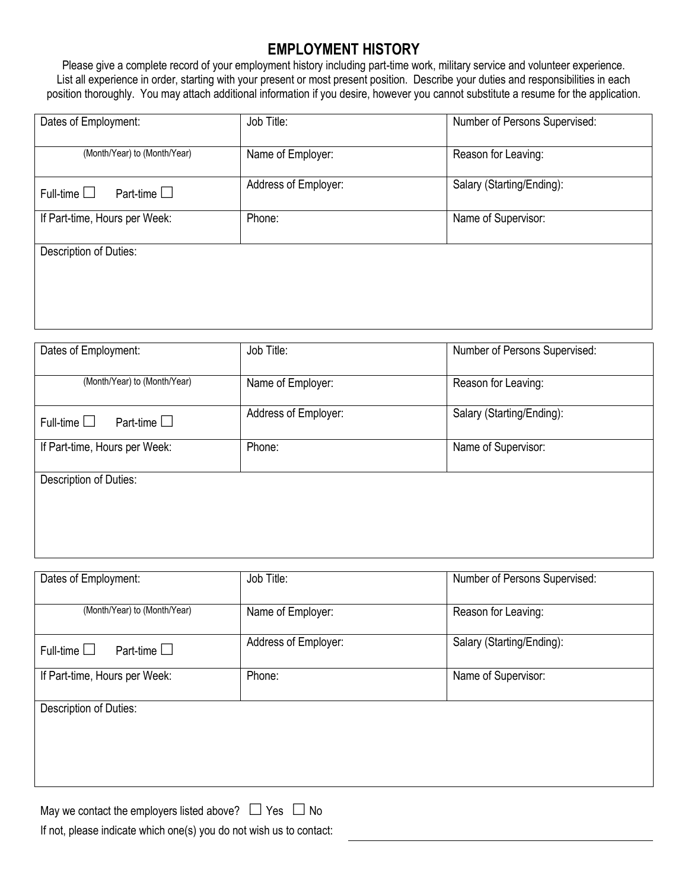## EMPLOYMENT HISTORY

Please give a complete record of your employment history including part-time work, military service and volunteer experience. List all experience in order, starting with your present or most present position. Describe your duties and responsibilities in each position thoroughly. You may attach additional information if you desire, however you cannot substitute a resume for the application.

| Dates of Employment: | Job Title: | Number of Persons Supervised: |
|---|---|---|
| (Month/Year) to (Month/Year) | Name of Employer: | Reason for Leaving: |
| Full-time ☐ Part-time ☐ | Address of Employer: | Salary (Starting/Ending): |
| If Part-time, Hours per Week: | Phone: | Name of Supervisor: |
| Description of Duties: | | |

| Dates of Employment: | Job Title: | Number of Persons Supervised: |
|---|---|---|
| (Month/Year) to (Month/Year) | Name of Employer: | Reason for Leaving: |
| Full-time ☐ Part-time ☐ | Address of Employer: | Salary (Starting/Ending): |
| If Part-time, Hours per Week: | Phone: | Name of Supervisor: |
| Description of Duties: | | |

| Dates of Employment: | Job Title: | Number of Persons Supervised: |
|---|---|---|
| (Month/Year) to (Month/Year) | Name of Employer: | Reason for Leaving: |
| Full-time ☐ Part-time ☐ | Address of Employer: | Salary (Starting/Ending): |
| If Part-time, Hours per Week: | Phone: | Name of Supervisor: |
| Description of Duties: | | |

May we contact the employers listed above? ☐ Yes ☐ No

If not, please indicate which one(s) you do not wish us to contact: ______________________________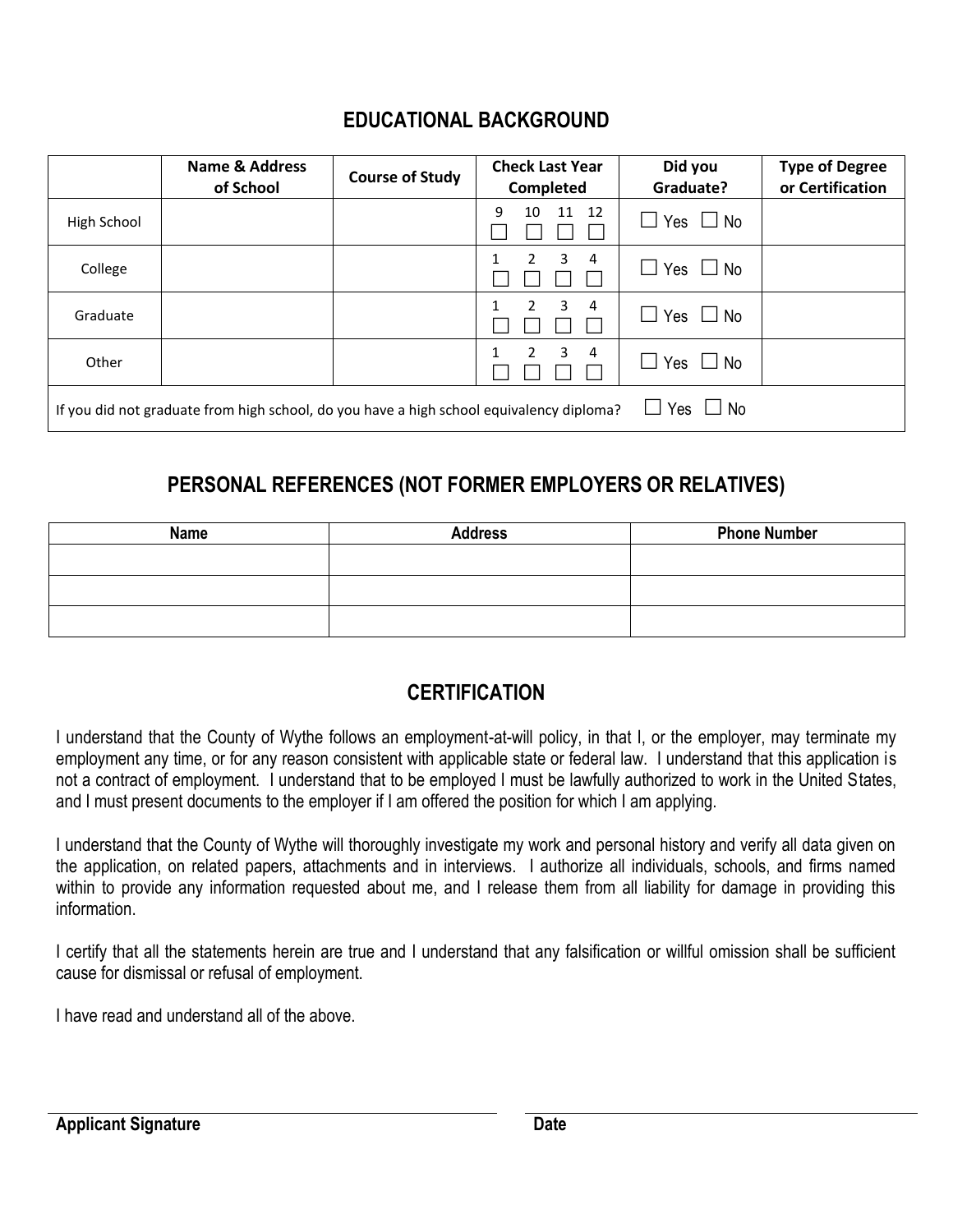## EDUCATIONAL BACKGROUND

| | Name & Address of School | Course of Study | Check Last Year Completed | Did you Graduate? | Type of Degree or Certification |
|---|---|---|---|---|---|
| High School | | | 9 ☐ 10 ☐ 11 ☐ 12 ☐ | ☐ Yes ☐ No | |
| College | | | 1 ☐ 2 ☐ 3 ☐ 4 ☐ | ☐ Yes ☐ No | |
| Graduate | | | 1 ☐ 2 ☐ 3 ☐ 4 ☐ | ☐ Yes ☐ No | |
| Other | | | 1 ☐ 2 ☐ 3 ☐ 4 ☐ | ☐ Yes ☐ No | |
| If you did not graduate from high school, do you have a high school equivalency diploma? ☐ Yes ☐ No | | | | | |

## PERSONAL REFERENCES (NOT FORMER EMPLOYERS OR RELATIVES)

| Name | Address | Phone Number |
|---|---|---|
| | | |
| | | |
| | | |

## CERTIFICATION

I understand that the County of Wythe follows an employment-at-will policy, in that I, or the employer, may terminate my employment any time, or for any reason consistent with applicable state or federal law. I understand that this application is not a contract of employment. I understand that to be employed I must be lawfully authorized to work in the United States, and I must present documents to the employer if I am offered the position for which I am applying.

I understand that the County of Wythe will thoroughly investigate my work and personal history and verify all data given on the application, on related papers, attachments and in interviews. I authorize all individuals, schools, and firms named within to provide any information requested about me, and I release them from all liability for damage in providing this information.

I certify that all the statements herein are true and I understand that any falsification or willful omission shall be sufficient cause for dismissal or refusal of employment.

I have read and understand all of the above.

**Applicant Signature** ______________________________ **Date** ______________________________